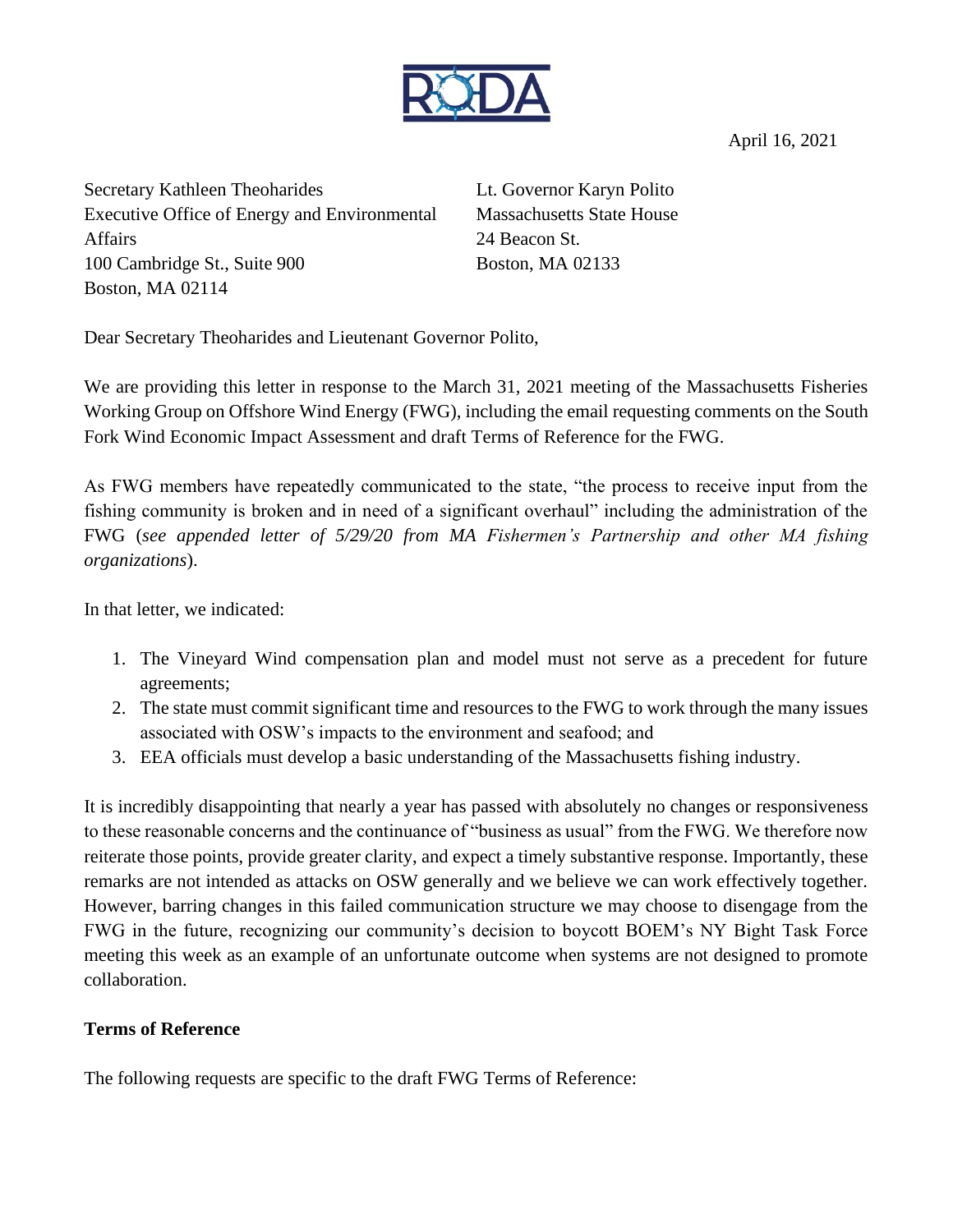RODA

April 16, 2021

Secretary Kathleen Theoharides
Executive Office of Energy and Environmental Affairs
100 Cambridge St., Suite 900
Boston, MA 02114

Lt. Governor Karyn Polito
Massachusetts State House
24 Beacon St.
Boston, MA 02133

Dear Secretary Theoharides and Lieutenant Governor Polito,

We are providing this letter in response to the March 31, 2021 meeting of the Massachusetts Fisheries Working Group on Offshore Wind Energy (FWG), including the email requesting comments on the South Fork Wind Economic Impact Assessment and draft Terms of Reference for the FWG.

As FWG members have repeatedly communicated to the state, "the process to receive input from the fishing community is broken and in need of a significant overhaul" including the administration of the FWG (*see appended letter of 5/29/20 from MA Fishermen's Partnership and other MA fishing organizations*).

In that letter, we indicated:

1. The Vineyard Wind compensation plan and model must not serve as a precedent for future agreements;
2. The state must commit significant time and resources to the FWG to work through the many issues associated with OSW's impacts to the environment and seafood; and
3. EEA officials must develop a basic understanding of the Massachusetts fishing industry.

It is incredibly disappointing that nearly a year has passed with absolutely no changes or responsiveness to these reasonable concerns and the continuance of "business as usual" from the FWG. We therefore now reiterate those points, provide greater clarity, and expect a timely substantive response. Importantly, these remarks are not intended as attacks on OSW generally and we believe we can work effectively together. However, barring changes in this failed communication structure we may choose to disengage from the FWG in the future, recognizing our community's decision to boycott BOEM's NY Bight Task Force meeting this week as an example of an unfortunate outcome when systems are not designed to promote collaboration.

**Terms of Reference**

The following requests are specific to the draft FWG Terms of Reference: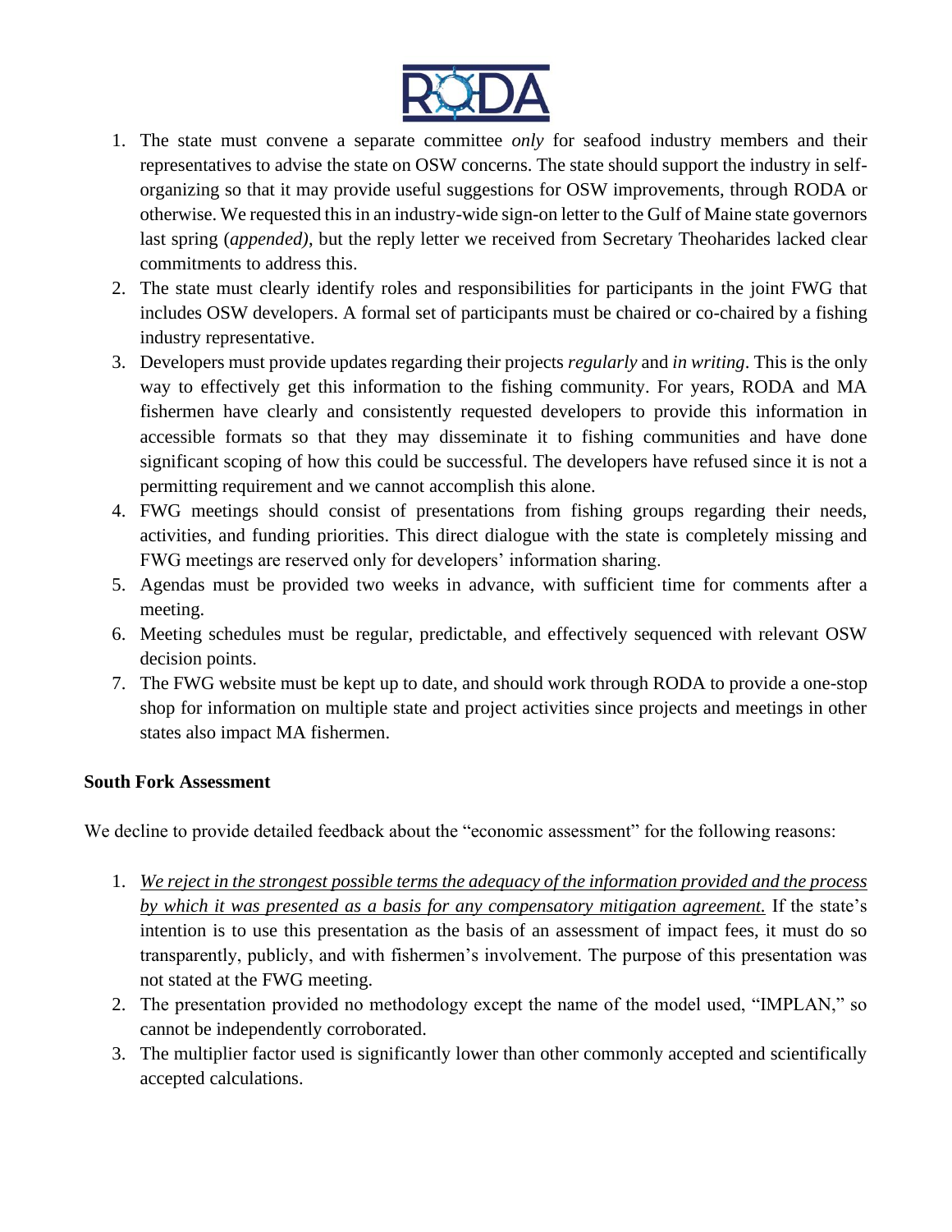1. The state must convene a separate committee *only* for seafood industry members and their representatives to advise the state on OSW concerns. The state should support the industry in self-organizing so that it may provide useful suggestions for OSW improvements, through RODA or otherwise. We requested this in an industry-wide sign-on letter to the Gulf of Maine state governors last spring (*appended)*, but the reply letter we received from Secretary Theoharides lacked clear commitments to address this.
2. The state must clearly identify roles and responsibilities for participants in the joint FWG that includes OSW developers. A formal set of participants must be chaired or co-chaired by a fishing industry representative.
3. Developers must provide updates regarding their projects *regularly* and *in writing*. This is the only way to effectively get this information to the fishing community. For years, RODA and MA fishermen have clearly and consistently requested developers to provide this information in accessible formats so that they may disseminate it to fishing communities and have done significant scoping of how this could be successful. The developers have refused since it is not a permitting requirement and we cannot accomplish this alone.
4. FWG meetings should consist of presentations from fishing groups regarding their needs, activities, and funding priorities. This direct dialogue with the state is completely missing and FWG meetings are reserved only for developers' information sharing.
5. Agendas must be provided two weeks in advance, with sufficient time for comments after a meeting.
6. Meeting schedules must be regular, predictable, and effectively sequenced with relevant OSW decision points.
7. The FWG website must be kept up to date, and should work through RODA to provide a one-stop shop for information on multiple state and project activities since projects and meetings in other states also impact MA fishermen.

**South Fork Assessment**

We decline to provide detailed feedback about the "economic assessment" for the following reasons:

1. *We reject in the strongest possible terms the adequacy of the information provided and the process by which it was presented as a basis for any compensatory mitigation agreement.* If the state's intention is to use this presentation as the basis of an assessment of impact fees, it must do so transparently, publicly, and with fishermen's involvement. The purpose of this presentation was not stated at the FWG meeting.
2. The presentation provided no methodology except the name of the model used, "IMPLAN," so cannot be independently corroborated.
3. The multiplier factor used is significantly lower than other commonly accepted and scientifically accepted calculations.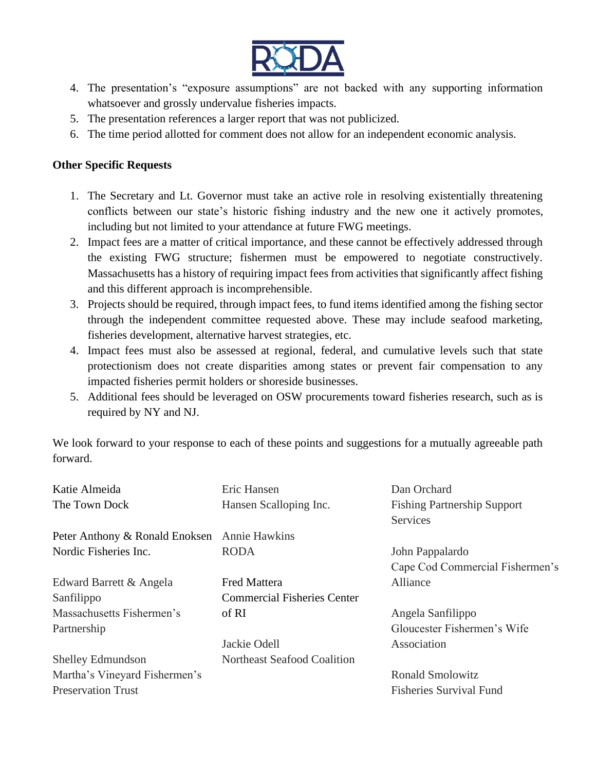4. The presentation's "exposure assumptions" are not backed with any supporting information whatsoever and grossly undervalue fisheries impacts.
5. The presentation references a larger report that was not publicized.
6. The time period allotted for comment does not allow for an independent economic analysis.

**Other Specific Requests**

1. The Secretary and Lt. Governor must take an active role in resolving existentially threatening conflicts between our state's historic fishing industry and the new one it actively promotes, including but not limited to your attendance at future FWG meetings.
2. Impact fees are a matter of critical importance, and these cannot be effectively addressed through the existing FWG structure; fishermen must be empowered to negotiate constructively. Massachusetts has a history of requiring impact fees from activities that significantly affect fishing and this different approach is incomprehensible.
3. Projects should be required, through impact fees, to fund items identified among the fishing sector through the independent committee requested above. These may include seafood marketing, fisheries development, alternative harvest strategies, etc.
4. Impact fees must also be assessed at regional, federal, and cumulative levels such that state protectionism does not create disparities among states or prevent fair compensation to any impacted fisheries permit holders or shoreside businesses.
5. Additional fees should be leveraged on OSW procurements toward fisheries research, such as is required by NY and NJ.

We look forward to your response to each of these points and suggestions for a mutually agreeable path forward.

Katie Almeida
The Town Dock

Peter Anthony & Ronald Enoksen
Nordic Fisheries Inc.

Edward Barrett & Angela Sanfilippo
Massachusetts Fishermen's Partnership

Shelley Edmundson
Martha's Vineyard Fishermen's Preservation Trust

Eric Hansen
Hansen Scalloping Inc.

Annie Hawkins
RODA

Fred Mattera
Commercial Fisheries Center of RI

Jackie Odell
Northeast Seafood Coalition

Dan Orchard
Fishing Partnership Support Services

John Pappalardo
Cape Cod Commercial Fishermen's Alliance

Angela Sanfilippo
Gloucester Fishermen's Wife Association

Ronald Smolowitz
Fisheries Survival Fund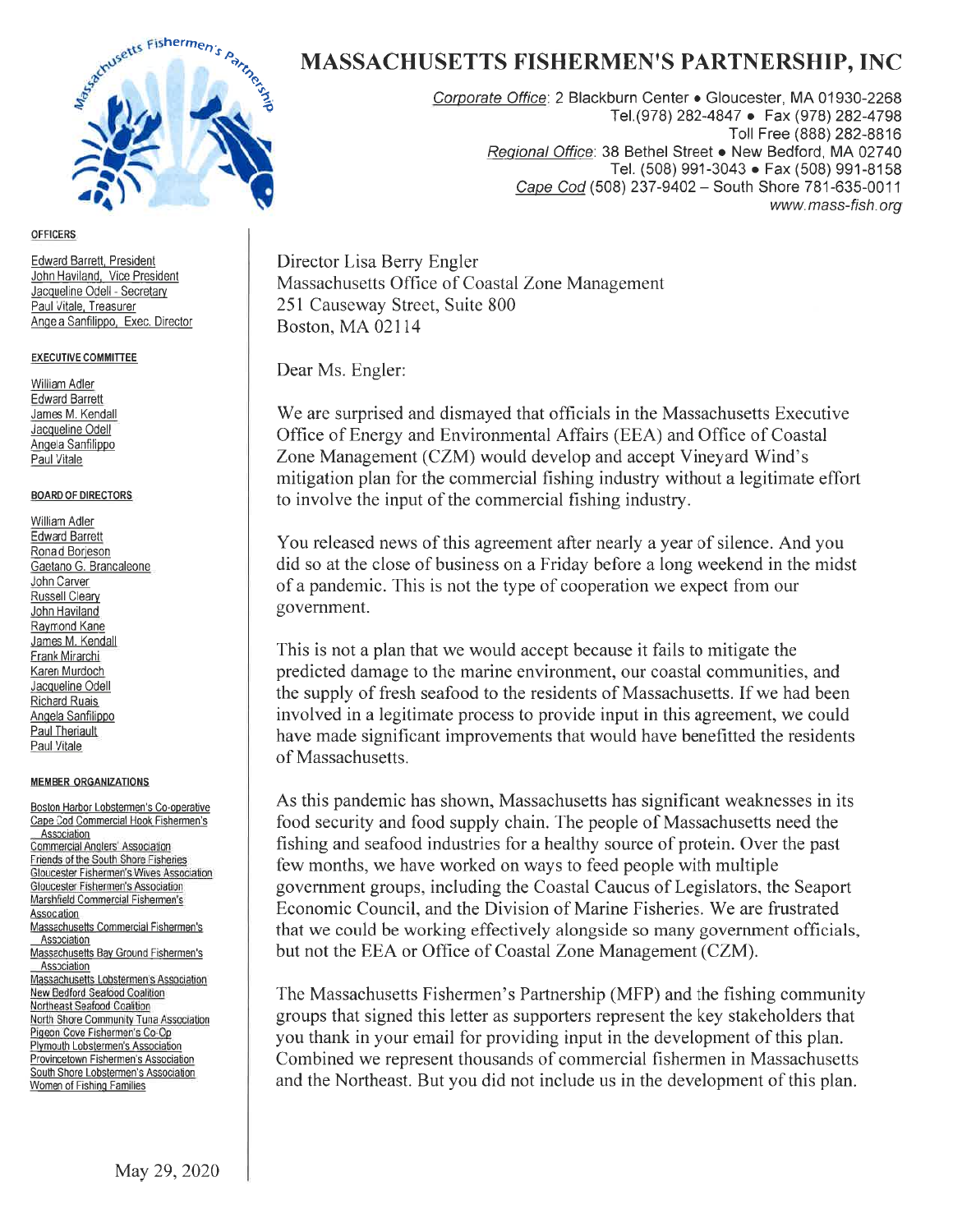# MASSACHUSETTS FISHERMEN'S PARTNERSHIP, INC

*Corporate Office*: 2 Blackburn Center • Gloucester, MA 01930-2268
Tel.(978) 282-4847 • Fax (978) 282-4798
Toll Free (888) 282-8816
*Regional Office*: 38 Bethel Street • New Bedford, MA 02740
Tel. (508) 991-3043 • Fax (508) 991-8158
*Cape Cod* (508) 237-9402 – South Shore 781-635-0011
www.mass-fish.org

**OFFICERS**

Edward Barrett, President
John Haviland, Vice President
Jacqueline Odell - Secretary
Paul Vitale, Treasurer
Angela Sanfilippo, Exec. Director

**EXECUTIVE COMMITTEE**

William Adler
Edward Barrett
James M. Kendall
Jacqueline Odell
Angela Sanfilippo
Paul Vitale

**BOARD OF DIRECTORS**

William Adler
Edward Barrett
Ronald Borjeson
Gaetano G. Brancaleone
John Carver
Russell Cleary
John Haviland
Raymond Kane
James M. Kendall
Frank Mirarchi
Karen Murdoch
Jacqueline Odell
Richard Ruais
Angela Sanfilippo
Paul Theriault
Paul Vitale

**MEMBER ORGANIZATIONS**

Boston Harbor Lobstermen's Co-operative
Cape Cod Commercial Hook Fishermen's Association
Commercial Anglers' Association
Friends of the South Shore Fisheries
Gloucester Fishermen's Wives Association
Gloucester Fishermen's Association
Marshfield Commercial Fishermen's Association
Massachusetts Commercial Fishermen's Association
Massachusetts Bay Ground Fishermen's Association
Massachusetts Lobstermen's Association
New Bedford Seafood Coalition
Northeast Seafood Coalition
North Shore Community Tuna Association
Pigeon Cove Fishermen's Co-Op
Plymouth Lobstermen's Association
Provincetown Fishermen's Association
South Shore Lobstermen's Association
Women of Fishing Families

May 29, 2020

Director Lisa Berry Engler
Massachusetts Office of Coastal Zone Management
251 Causeway Street, Suite 800
Boston, MA 02114

Dear Ms. Engler:

We are surprised and dismayed that officials in the Massachusetts Executive Office of Energy and Environmental Affairs (EEA) and Office of Coastal Zone Management (CZM) would develop and accept Vineyard Wind's mitigation plan for the commercial fishing industry without a legitimate effort to involve the input of the commercial fishing industry.

You released news of this agreement after nearly a year of silence. And you did so at the close of business on a Friday before a long weekend in the midst of a pandemic. This is not the type of cooperation we expect from our government.

This is not a plan that we would accept because it fails to mitigate the predicted damage to the marine environment, our coastal communities, and the supply of fresh seafood to the residents of Massachusetts. If we had been involved in a legitimate process to provide input in this agreement, we could have made significant improvements that would have benefitted the residents of Massachusetts.

As this pandemic has shown, Massachusetts has significant weaknesses in its food security and food supply chain. The people of Massachusetts need the fishing and seafood industries for a healthy source of protein. Over the past few months, we have worked on ways to feed people with multiple government groups, including the Coastal Caucus of Legislators, the Seaport Economic Council, and the Division of Marine Fisheries. We are frustrated that we could be working effectively alongside so many government officials, but not the EEA or Office of Coastal Zone Management (CZM).

The Massachusetts Fishermen's Partnership (MFP) and the fishing community groups that signed this letter as supporters represent the key stakeholders that you thank in your email for providing input in the development of this plan. Combined we represent thousands of commercial fishermen in Massachusetts and the Northeast. But you did not include us in the development of this plan.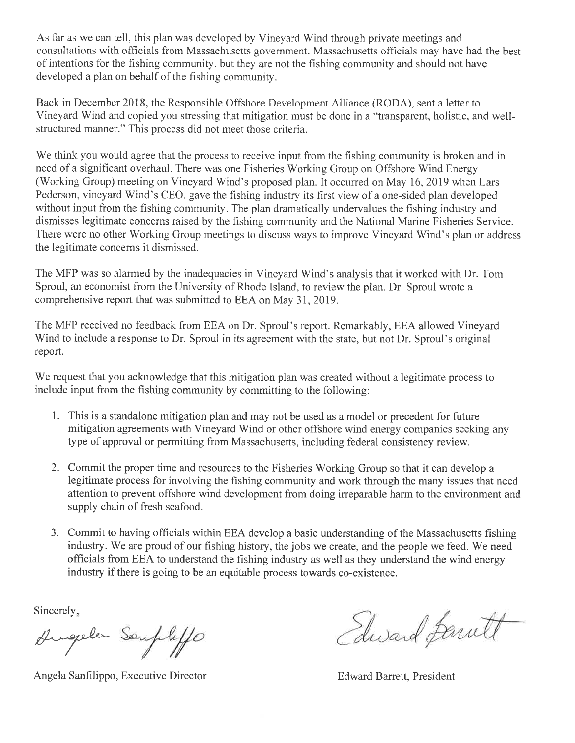As far as we can tell, this plan was developed by Vineyard Wind through private meetings and consultations with officials from Massachusetts government. Massachusetts officials may have had the best of intentions for the fishing community, but they are not the fishing community and should not have developed a plan on behalf of the fishing community.

Back in December 2018, the Responsible Offshore Development Alliance (RODA), sent a letter to Vineyard Wind and copied you stressing that mitigation must be done in a "transparent, holistic, and well-structured manner." This process did not meet those criteria.

We think you would agree that the process to receive input from the fishing community is broken and in need of a significant overhaul. There was one Fisheries Working Group on Offshore Wind Energy (Working Group) meeting on Vineyard Wind's proposed plan. It occurred on May 16, 2019 when Lars Pederson, vineyard Wind's CEO, gave the fishing industry its first view of a one-sided plan developed without input from the fishing community. The plan dramatically undervalues the fishing industry and dismisses legitimate concerns raised by the fishing community and the National Marine Fisheries Service. There were no other Working Group meetings to discuss ways to improve Vineyard Wind's plan or address the legitimate concerns it dismissed.

The MFP was so alarmed by the inadequacies in Vineyard Wind's analysis that it worked with Dr. Tom Sproul, an economist from the University of Rhode Island, to review the plan. Dr. Sproul wrote a comprehensive report that was submitted to EEA on May 31, 2019.

The MFP received no feedback from EEA on Dr. Sproul's report. Remarkably, EEA allowed Vineyard Wind to include a response to Dr. Sproul in its agreement with the state, but not Dr. Sproul's original report.

We request that you acknowledge that this mitigation plan was created without a legitimate process to include input from the fishing community by committing to the following:

1. This is a standalone mitigation plan and may not be used as a model or precedent for future mitigation agreements with Vineyard Wind or other offshore wind energy companies seeking any type of approval or permitting from Massachusetts, including federal consistency review.

2. Commit the proper time and resources to the Fisheries Working Group so that it can develop a legitimate process for involving the fishing community and work through the many issues that need attention to prevent offshore wind development from doing irreparable harm to the environment and supply chain of fresh seafood.

3. Commit to having officials within EEA develop a basic understanding of the Massachusetts fishing industry. We are proud of our fishing history, the jobs we create, and the people we feed. We need officials from EEA to understand the fishing industry as well as they understand the wind energy industry if there is going to be an equitable process towards co-existence.

Sincerely,

Angela Sanfilippo, Executive Director

Edward Barrett, President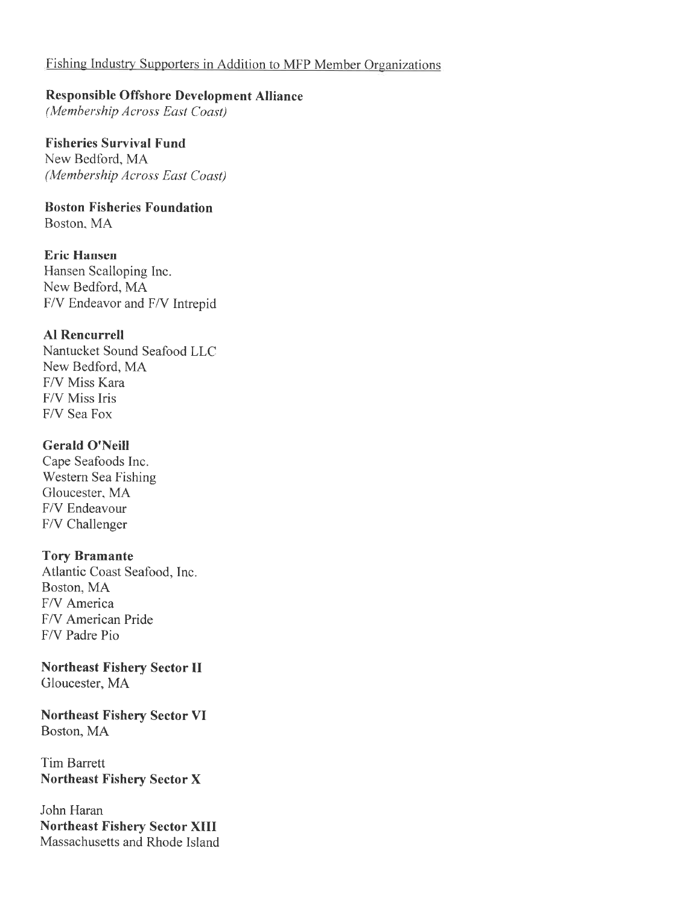Fishing Industry Supporters in Addition to MFP Member Organizations

**Responsible Offshore Development Alliance**
*(Membership Across East Coast)*

**Fisheries Survival Fund**
New Bedford, MA
*(Membership Across East Coast)*

**Boston Fisheries Foundation**
Boston, MA

**Eric Hansen**
Hansen Scalloping Inc.
New Bedford, MA
F/V Endeavor and F/V Intrepid

**Al Rencurrell**
Nantucket Sound Seafood LLC
New Bedford, MA
F/V Miss Kara
F/V Miss Iris
F/V Sea Fox

**Gerald O'Neill**
Cape Seafoods Inc.
Western Sea Fishing
Gloucester, MA
F/V Endeavour
F/V Challenger

**Tory Bramante**
Atlantic Coast Seafood, Inc.
Boston, MA
F/V America
F/V American Pride
F/V Padre Pio

**Northeast Fishery Sector II**
Gloucester, MA

**Northeast Fishery Sector VI**
Boston, MA

Tim Barrett
**Northeast Fishery Sector X**

John Haran
**Northeast Fishery Sector XIII**
Massachusetts and Rhode Island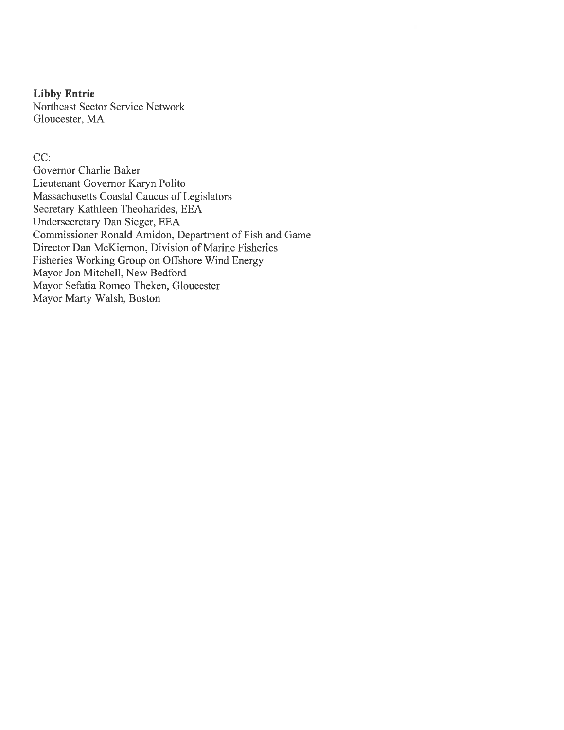**Libby Entrie**
Northeast Sector Service Network
Gloucester, MA

CC:
Governor Charlie Baker
Lieutenant Governor Karyn Polito
Massachusetts Coastal Caucus of Legislators
Secretary Kathleen Theoharides, EEA
Undersecretary Dan Sieger, EEA
Commissioner Ronald Amidon, Department of Fish and Game
Director Dan McKiernon, Division of Marine Fisheries
Fisheries Working Group on Offshore Wind Energy
Mayor Jon Mitchell, New Bedford
Mayor Sefatia Romeo Theken, Gloucester
Mayor Marty Walsh, Boston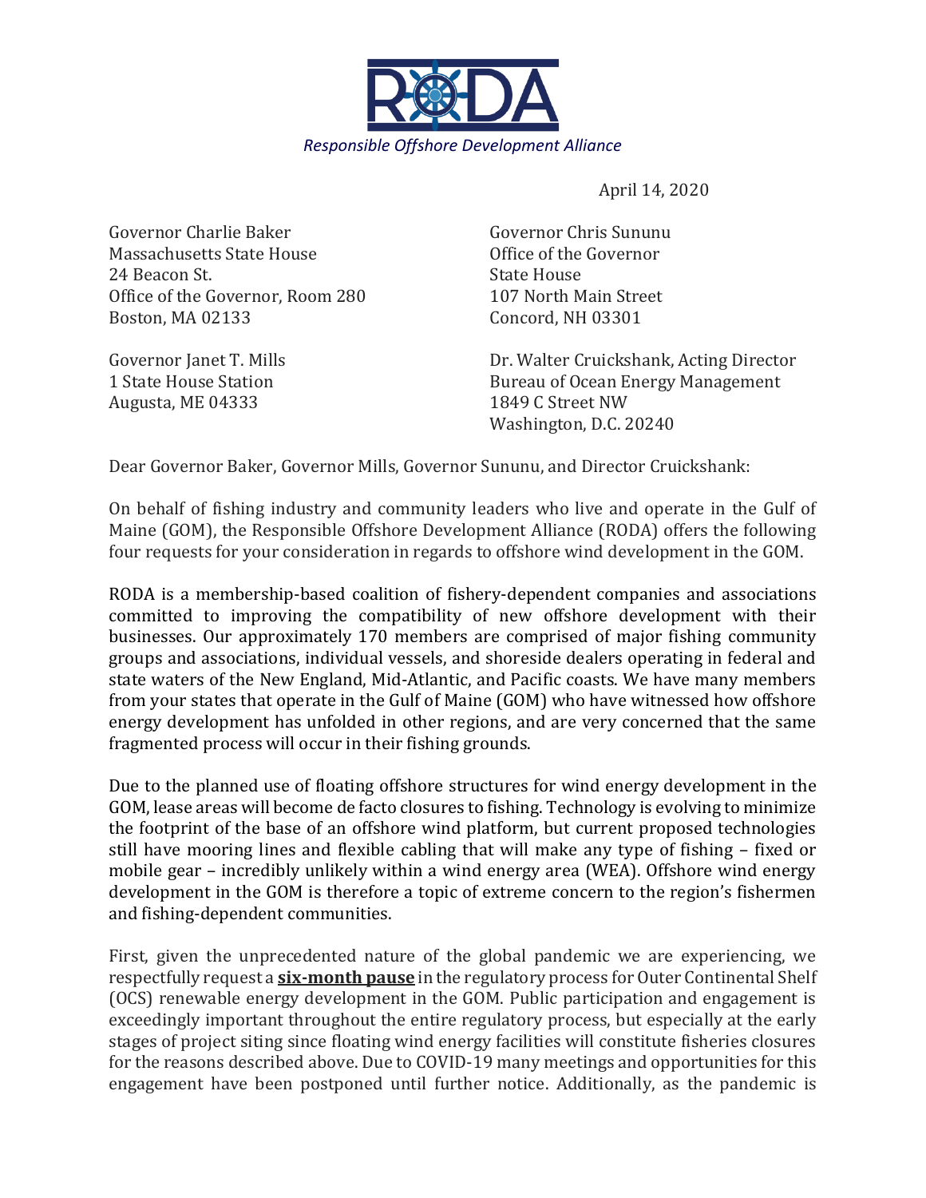**RODA**

*Responsible Offshore Development Alliance*

April 14, 2020

Governor Charlie Baker
Massachusetts State House
24 Beacon St.
Office of the Governor, Room 280
Boston, MA 02133

Governor Chris Sununu
Office of the Governor
State House
107 North Main Street
Concord, NH 03301

Governor Janet T. Mills
1 State House Station
Augusta, ME 04333

Dr. Walter Cruickshank, Acting Director
Bureau of Ocean Energy Management
1849 C Street NW
Washington, D.C. 20240

Dear Governor Baker, Governor Mills, Governor Sununu, and Director Cruickshank:

On behalf of fishing industry and community leaders who live and operate in the Gulf of Maine (GOM), the Responsible Offshore Development Alliance (RODA) offers the following four requests for your consideration in regards to offshore wind development in the GOM.

RODA is a membership-based coalition of fishery-dependent companies and associations committed to improving the compatibility of new offshore development with their businesses. Our approximately 170 members are comprised of major fishing community groups and associations, individual vessels, and shoreside dealers operating in federal and state waters of the New England, Mid-Atlantic, and Pacific coasts. We have many members from your states that operate in the Gulf of Maine (GOM) who have witnessed how offshore energy development has unfolded in other regions, and are very concerned that the same fragmented process will occur in their fishing grounds.

Due to the planned use of floating offshore structures for wind energy development in the GOM, lease areas will become de facto closures to fishing. Technology is evolving to minimize the footprint of the base of an offshore wind platform, but current proposed technologies still have mooring lines and flexible cabling that will make any type of fishing – fixed or mobile gear – incredibly unlikely within a wind energy area (WEA). Offshore wind energy development in the GOM is therefore a topic of extreme concern to the region's fishermen and fishing-dependent communities.

First, given the unprecedented nature of the global pandemic we are experiencing, we respectfully request a **six-month pause** in the regulatory process for Outer Continental Shelf (OCS) renewable energy development in the GOM. Public participation and engagement is exceedingly important throughout the entire regulatory process, but especially at the early stages of project siting since floating wind energy facilities will constitute fisheries closures for the reasons described above. Due to COVID-19 many meetings and opportunities for this engagement have been postponed until further notice. Additionally, as the pandemic is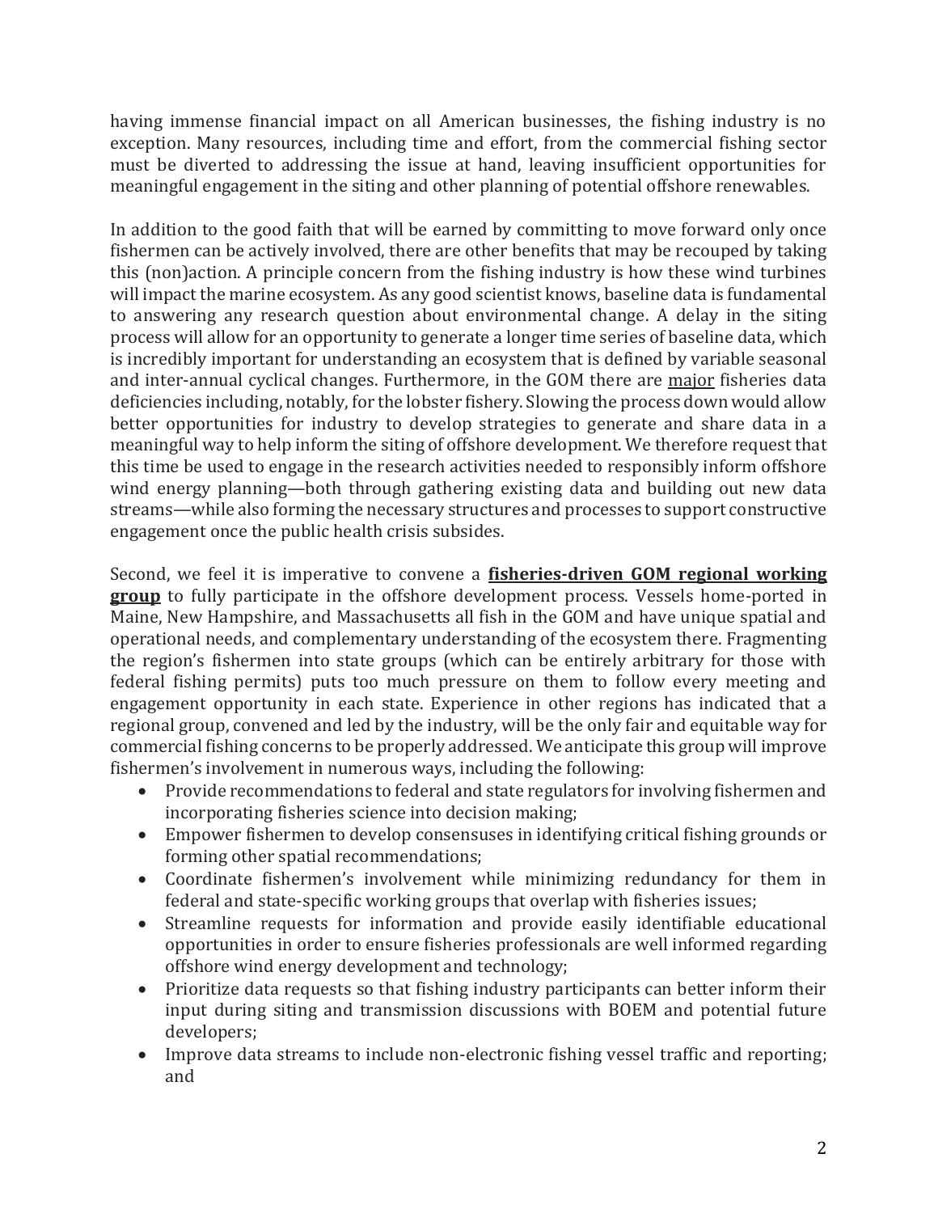having immense financial impact on all American businesses, the fishing industry is no exception. Many resources, including time and effort, from the commercial fishing sector must be diverted to addressing the issue at hand, leaving insufficient opportunities for meaningful engagement in the siting and other planning of potential offshore renewables.

In addition to the good faith that will be earned by committing to move forward only once fishermen can be actively involved, there are other benefits that may be recouped by taking this (non)action. A principle concern from the fishing industry is how these wind turbines will impact the marine ecosystem. As any good scientist knows, baseline data is fundamental to answering any research question about environmental change. A delay in the siting process will allow for an opportunity to generate a longer time series of baseline data, which is incredibly important for understanding an ecosystem that is defined by variable seasonal and inter-annual cyclical changes. Furthermore, in the GOM there are <u>major</u> fisheries data deficiencies including, notably, for the lobster fishery. Slowing the process down would allow better opportunities for industry to develop strategies to generate and share data in a meaningful way to help inform the siting of offshore development. We therefore request that this time be used to engage in the research activities needed to responsibly inform offshore wind energy planning—both through gathering existing data and building out new data streams—while also forming the necessary structures and processes to support constructive engagement once the public health crisis subsides.

Second, we feel it is imperative to convene a **<u>fisheries-driven GOM regional working group</u>** to fully participate in the offshore development process. Vessels home-ported in Maine, New Hampshire, and Massachusetts all fish in the GOM and have unique spatial and operational needs, and complementary understanding of the ecosystem there. Fragmenting the region's fishermen into state groups (which can be entirely arbitrary for those with federal fishing permits) puts too much pressure on them to follow every meeting and engagement opportunity in each state. Experience in other regions has indicated that a regional group, convened and led by the industry, will be the only fair and equitable way for commercial fishing concerns to be properly addressed. We anticipate this group will improve fishermen's involvement in numerous ways, including the following:

- Provide recommendations to federal and state regulators for involving fishermen and incorporating fisheries science into decision making;
- Empower fishermen to develop consensuses in identifying critical fishing grounds or forming other spatial recommendations;
- Coordinate fishermen's involvement while minimizing redundancy for them in federal and state-specific working groups that overlap with fisheries issues;
- Streamline requests for information and provide easily identifiable educational opportunities in order to ensure fisheries professionals are well informed regarding offshore wind energy development and technology;
- Prioritize data requests so that fishing industry participants can better inform their input during siting and transmission discussions with BOEM and potential future developers;
- Improve data streams to include non-electronic fishing vessel traffic and reporting; and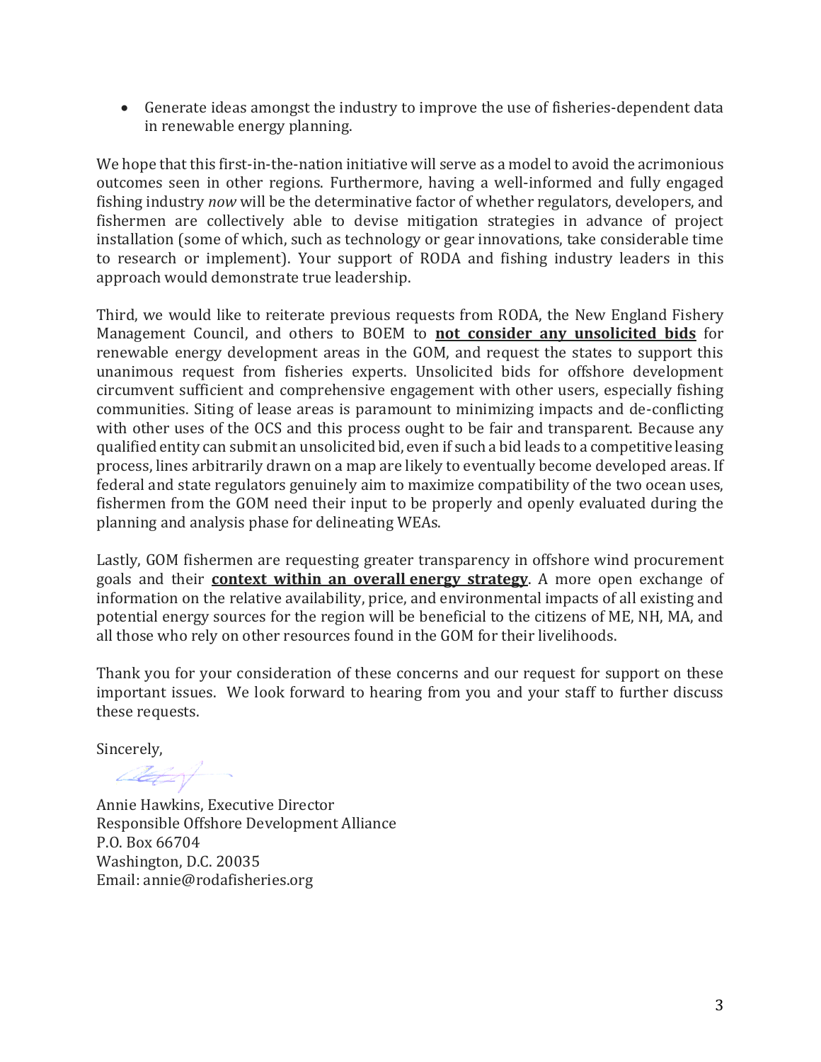- Generate ideas amongst the industry to improve the use of fisheries-dependent data in renewable energy planning.

We hope that this first-in-the-nation initiative will serve as a model to avoid the acrimonious outcomes seen in other regions. Furthermore, having a well-informed and fully engaged fishing industry *now* will be the determinative factor of whether regulators, developers, and fishermen are collectively able to devise mitigation strategies in advance of project installation (some of which, such as technology or gear innovations, take considerable time to research or implement). Your support of RODA and fishing industry leaders in this approach would demonstrate true leadership.

Third, we would like to reiterate previous requests from RODA, the New England Fishery Management Council, and others to BOEM to **not consider any unsolicited bids** for renewable energy development areas in the GOM, and request the states to support this unanimous request from fisheries experts. Unsolicited bids for offshore development circumvent sufficient and comprehensive engagement with other users, especially fishing communities. Siting of lease areas is paramount to minimizing impacts and de-conflicting with other uses of the OCS and this process ought to be fair and transparent. Because any qualified entity can submit an unsolicited bid, even if such a bid leads to a competitive leasing process, lines arbitrarily drawn on a map are likely to eventually become developed areas. If federal and state regulators genuinely aim to maximize compatibility of the two ocean uses, fishermen from the GOM need their input to be properly and openly evaluated during the planning and analysis phase for delineating WEAs.

Lastly, GOM fishermen are requesting greater transparency in offshore wind procurement goals and their **context within an overall energy strategy**. A more open exchange of information on the relative availability, price, and environmental impacts of all existing and potential energy sources for the region will be beneficial to the citizens of ME, NH, MA, and all those who rely on other resources found in the GOM for their livelihoods.

Thank you for your consideration of these concerns and our request for support on these important issues. We look forward to hearing from you and your staff to further discuss these requests.

Sincerely,

Annie Hawkins, Executive Director
Responsible Offshore Development Alliance
P.O. Box 66704
Washington, D.C. 20035
Email: annie@rodafisheries.org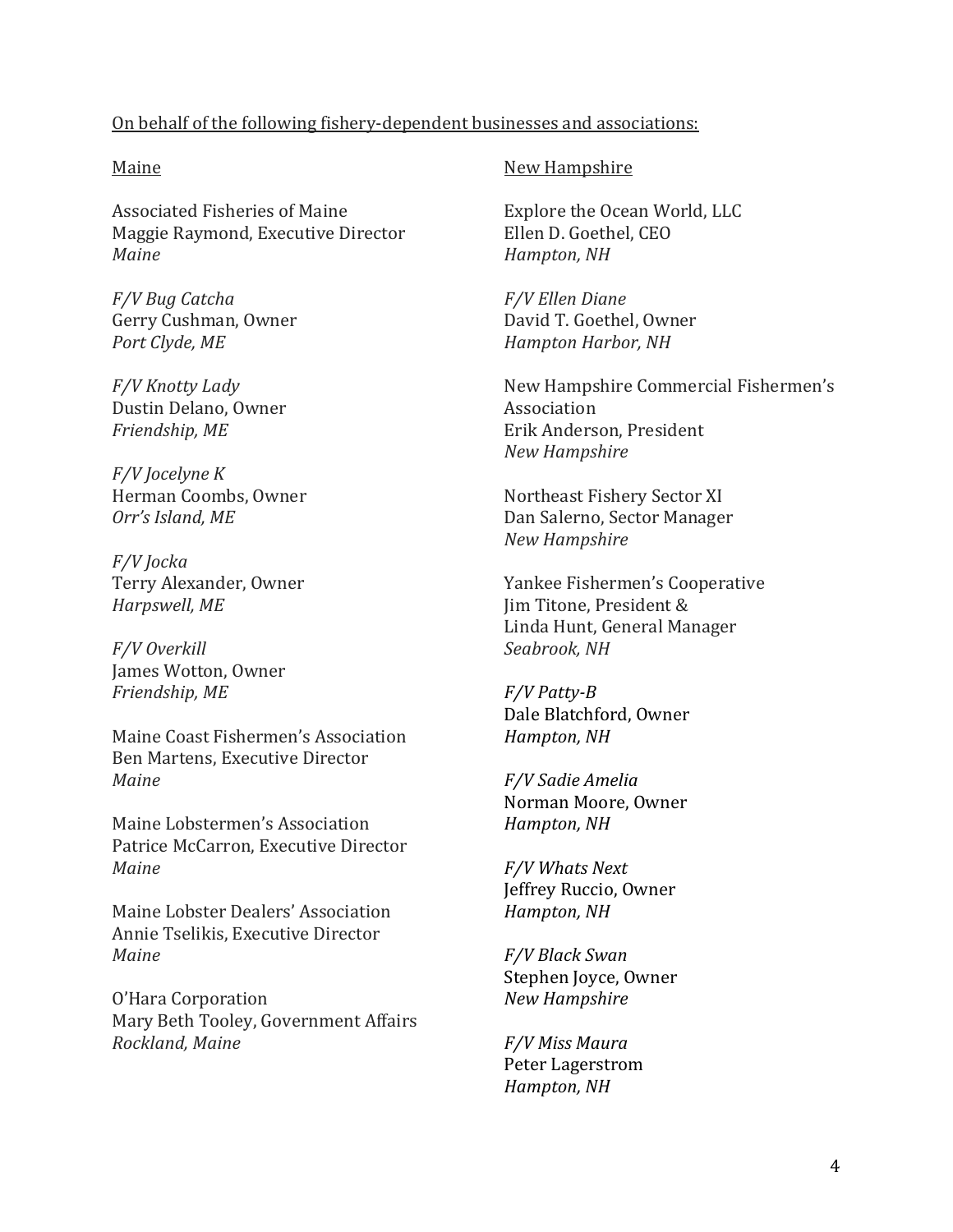On behalf of the following fishery-dependent businesses and associations:

Maine

Associated Fisheries of Maine
Maggie Raymond, Executive Director
*Maine*

*F/V Bug Catcha*
Gerry Cushman, Owner
*Port Clyde, ME*

*F/V Knotty Lady*
Dustin Delano, Owner
*Friendship, ME*

*F/V Jocelyne K*
Herman Coombs, Owner
*Orr's Island, ME*

*F/V Jocka*
Terry Alexander, Owner
*Harpswell, ME*

*F/V Overkill*
James Wotton, Owner
*Friendship, ME*

Maine Coast Fishermen's Association
Ben Martens, Executive Director
*Maine*

Maine Lobstermen's Association
Patrice McCarron, Executive Director
*Maine*

Maine Lobster Dealers' Association
Annie Tselikis, Executive Director
*Maine*

O'Hara Corporation
Mary Beth Tooley, Government Affairs
*Rockland, Maine*

New Hampshire

Explore the Ocean World, LLC
Ellen D. Goethel, CEO
*Hampton, NH*

*F/V Ellen Diane*
David T. Goethel, Owner
*Hampton Harbor, NH*

New Hampshire Commercial Fishermen's Association
Erik Anderson, President
*New Hampshire*

Northeast Fishery Sector XI
Dan Salerno, Sector Manager
*New Hampshire*

Yankee Fishermen's Cooperative
Jim Titone, President &
Linda Hunt, General Manager
*Seabrook, NH*

*F/V Patty-B*
Dale Blatchford, Owner
*Hampton, NH*

*F/V Sadie Amelia*
Norman Moore, Owner
*Hampton, NH*

*F/V Whats Next*
Jeffrey Ruccio, Owner
*Hampton, NH*

*F/V Black Swan*
Stephen Joyce, Owner
*New Hampshire*

*F/V Miss Maura*
Peter Lagerstrom
*Hampton, NH*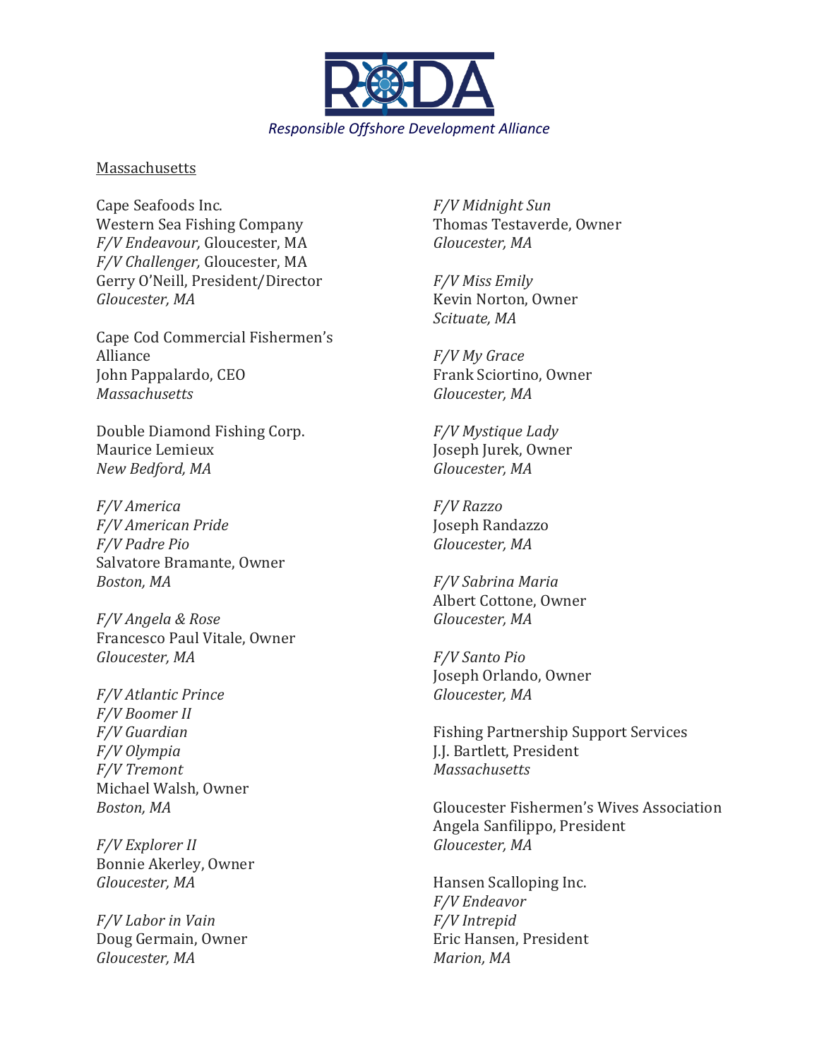Responsible Offshore Development Alliance

Massachusetts

Cape Seafoods Inc.
Western Sea Fishing Company
*F/V Endeavour,* Gloucester, MA
*F/V Challenger,* Gloucester, MA
Gerry O'Neill, President/Director
*Gloucester, MA*

Cape Cod Commercial Fishermen's Alliance
John Pappalardo, CEO
*Massachusetts*

Double Diamond Fishing Corp.
Maurice Lemieux
*New Bedford, MA*

*F/V America*
*F/V American Pride*
*F/V Padre Pio*
Salvatore Bramante, Owner
*Boston, MA*

*F/V Angela & Rose*
Francesco Paul Vitale, Owner
*Gloucester, MA*

*F/V Atlantic Prince*
*F/V Boomer II*
*F/V Guardian*
*F/V Olympia*
*F/V Tremont*
Michael Walsh, Owner
*Boston, MA*

*F/V Explorer II*
Bonnie Akerley, Owner
*Gloucester, MA*

*F/V Labor in Vain*
Doug Germain, Owner
*Gloucester, MA*

*F/V Midnight Sun*
Thomas Testaverde, Owner
*Gloucester, MA*

*F/V Miss Emily*
Kevin Norton, Owner
*Scituate, MA*

*F/V My Grace*
Frank Sciortino, Owner
*Gloucester, MA*

*F/V Mystique Lady*
Joseph Jurek, Owner
*Gloucester, MA*

*F/V Razzo*
Joseph Randazzo
*Gloucester, MA*

*F/V Sabrina Maria*
Albert Cottone, Owner
*Gloucester, MA*

*F/V Santo Pio*
Joseph Orlando, Owner
*Gloucester, MA*

Fishing Partnership Support Services
J.J. Bartlett, President
*Massachusetts*

Gloucester Fishermen's Wives Association
Angela Sanfilippo, President
*Gloucester, MA*

Hansen Scalloping Inc.
*F/V Endeavor*
*F/V Intrepid*
Eric Hansen, President
*Marion, MA*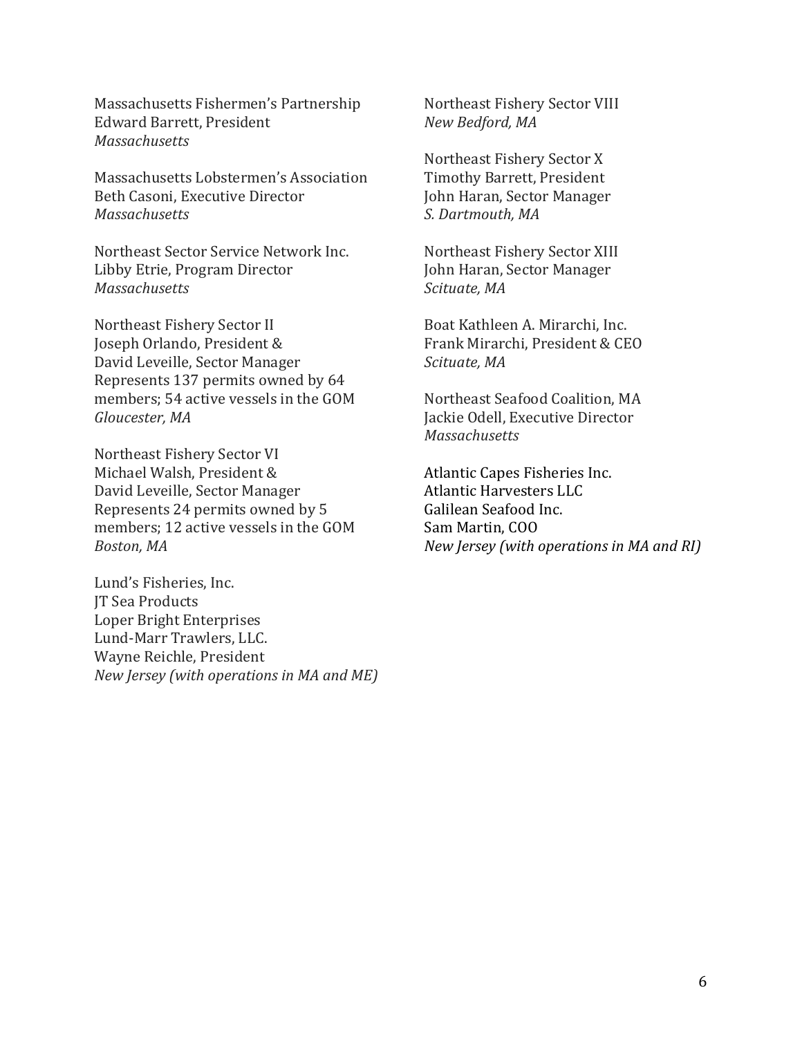Massachusetts Fishermen's Partnership
Edward Barrett, President
*Massachusetts*

Massachusetts Lobstermen's Association
Beth Casoni, Executive Director
*Massachusetts*

Northeast Sector Service Network Inc.
Libby Etrie, Program Director
*Massachusetts*

Northeast Fishery Sector II
Joseph Orlando, President &
David Leveille, Sector Manager
Represents 137 permits owned by 64 members; 54 active vessels in the GOM
*Gloucester, MA*

Northeast Fishery Sector VI
Michael Walsh, President &
David Leveille, Sector Manager
Represents 24 permits owned by 5 members; 12 active vessels in the GOM
*Boston, MA*

Lund's Fisheries, Inc.
JT Sea Products
Loper Bright Enterprises
Lund-Marr Trawlers, LLC.
Wayne Reichle, President
*New Jersey (with operations in MA and ME)*

Northeast Fishery Sector VIII
*New Bedford, MA*

Northeast Fishery Sector X
Timothy Barrett, President
John Haran, Sector Manager
*S. Dartmouth, MA*

Northeast Fishery Sector XIII
John Haran, Sector Manager
*Scituate, MA*

Boat Kathleen A. Mirarchi, Inc.
Frank Mirarchi, President & CEO
*Scituate, MA*

Northeast Seafood Coalition, MA
Jackie Odell, Executive Director
*Massachusetts*

Atlantic Capes Fisheries Inc.
Atlantic Harvesters LLC
Galilean Seafood Inc.
Sam Martin, COO
*New Jersey (with operations in MA and RI)*